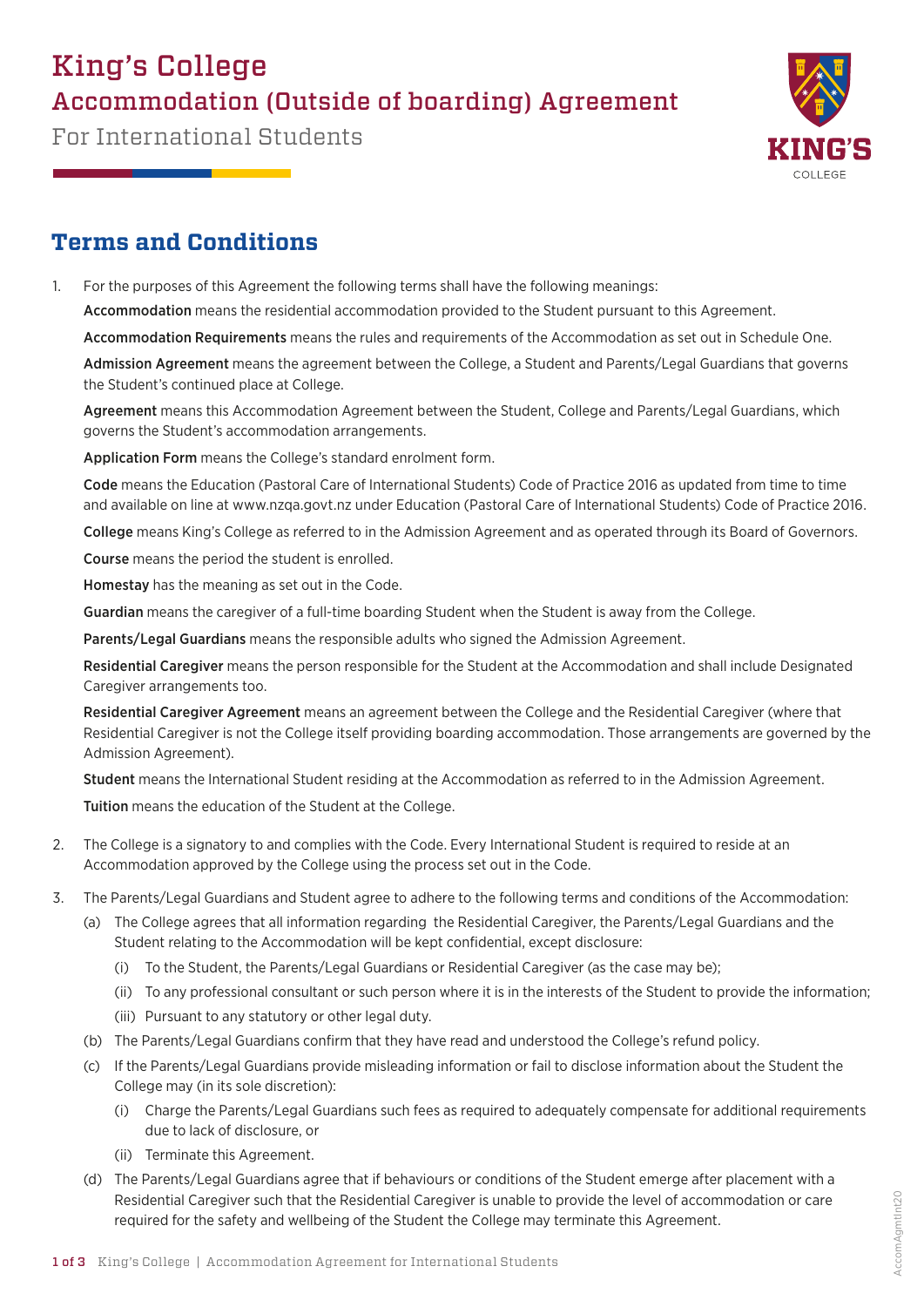# King's College

## Accommodation (Outside of boarding) Agreement

For International Students

## Terms and Conditions

1. For the purposes of this Agreement the following terms shall have the following meanings:

   **Accommodation** means the residential accommodation provided to the Student pursuant to this Agreement.

   **Accommodation Requirements** means the rules and requirements of the Accommodation as set out in Schedule One.

   **Admission Agreement** means the agreement between the College, a Student and Parents/Legal Guardians that governs the Student's continued place at College.

   **Agreement** means this Accommodation Agreement between the Student, College and Parents/Legal Guardians, which governs the Student's accommodation arrangements.

   **Application Form** means the College's standard enrolment form.

   **Code** means the Education (Pastoral Care of International Students) Code of Practice 2016 as updated from time to time and available on line at www.nzqa.govt.nz under Education (Pastoral Care of International Students) Code of Practice 2016.

   **College** means King's College as referred to in the Admission Agreement and as operated through its Board of Governors.

   **Course** means the period the student is enrolled.

   **Homestay** has the meaning as set out in the Code.

   **Guardian** means the caregiver of a full-time boarding Student when the Student is away from the College.

   **Parents/Legal Guardians** means the responsible adults who signed the Admission Agreement.

   **Residential Caregiver** means the person responsible for the Student at the Accommodation and shall include Designated Caregiver arrangements too.

   **Residential Caregiver Agreement** means an agreement between the College and the Residential Caregiver (where that Residential Caregiver is not the College itself providing boarding accommodation. Those arrangements are governed by the Admission Agreement).

   **Student** means the International Student residing at the Accommodation as referred to in the Admission Agreement.

   **Tuition** means the education of the Student at the College.

2. The College is a signatory to and complies with the Code. Every International Student is required to reside at an Accommodation approved by the College using the process set out in the Code.

3. The Parents/Legal Guardians and Student agree to adhere to the following terms and conditions of the Accommodation:

   (a) The College agrees that all information regarding the Residential Caregiver, the Parents/Legal Guardians and the Student relating to the Accommodation will be kept confidential, except disclosure:

      (i) To the Student, the Parents/Legal Guardians or Residential Caregiver (as the case may be);

      (ii) To any professional consultant or such person where it is in the interests of the Student to provide the information;

      (iii) Pursuant to any statutory or other legal duty.

   (b) The Parents/Legal Guardians confirm that they have read and understood the College's refund policy.

   (c) If the Parents/Legal Guardians provide misleading information or fail to disclose information about the Student the College may (in its sole discretion):

      (i) Charge the Parents/Legal Guardians such fees as required to adequately compensate for additional requirements due to lack of disclosure, or

      (ii) Terminate this Agreement.

   (d) The Parents/Legal Guardians agree that if behaviours or conditions of the Student emerge after placement with a Residential Caregiver such that the Residential Caregiver is unable to provide the level of accommodation or care required for the safety and wellbeing of the Student the College may terminate this Agreement.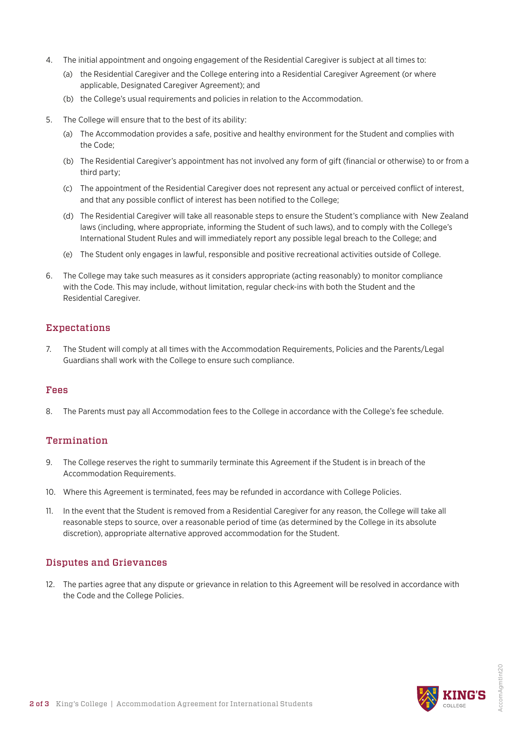4. The initial appointment and ongoing engagement of the Residential Caregiver is subject at all times to:
   (a) the Residential Caregiver and the College entering into a Residential Caregiver Agreement (or where applicable, Designated Caregiver Agreement); and
   (b) the College's usual requirements and policies in relation to the Accommodation.

5. The College will ensure that to the best of its ability:
   (a) The Accommodation provides a safe, positive and healthy environment for the Student and complies with the Code;
   (b) The Residential Caregiver's appointment has not involved any form of gift (financial or otherwise) to or from a third party;
   (c) The appointment of the Residential Caregiver does not represent any actual or perceived conflict of interest, and that any possible conflict of interest has been notified to the College;
   (d) The Residential Caregiver will take all reasonable steps to ensure the Student's compliance with New Zealand laws (including, where appropriate, informing the Student of such laws), and to comply with the College's International Student Rules and will immediately report any possible legal breach to the College; and
   (e) The Student only engages in lawful, responsible and positive recreational activities outside of College.

6. The College may take such measures as it considers appropriate (acting reasonably) to monitor compliance with the Code. This may include, without limitation, regular check-ins with both the Student and the Residential Caregiver.

## Expectations

7. The Student will comply at all times with the Accommodation Requirements, Policies and the Parents/Legal Guardians shall work with the College to ensure such compliance.

## Fees

8. The Parents must pay all Accommodation fees to the College in accordance with the College's fee schedule.

## Termination

9. The College reserves the right to summarily terminate this Agreement if the Student is in breach of the Accommodation Requirements.

10. Where this Agreement is terminated, fees may be refunded in accordance with College Policies.

11. In the event that the Student is removed from a Residential Caregiver for any reason, the College will take all reasonable steps to source, over a reasonable period of time (as determined by the College in its absolute discretion), appropriate alternative approved accommodation for the Student.

## Disputes and Grievances

12. The parties agree that any dispute or grievance in relation to this Agreement will be resolved in accordance with the Code and the College Policies.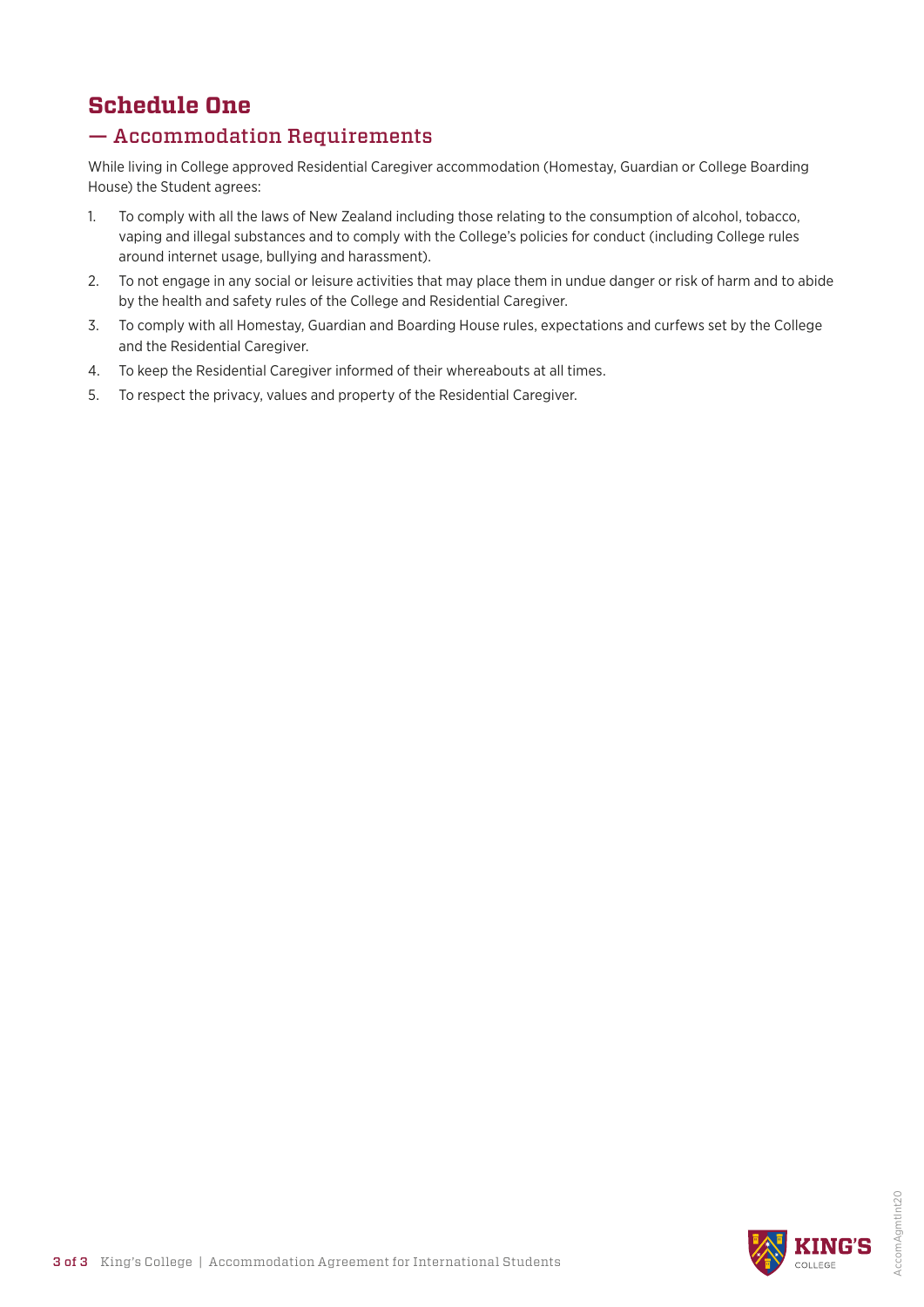# Schedule One

## — Accommodation Requirements

While living in College approved Residential Caregiver accommodation (Homestay, Guardian or College Boarding House) the Student agrees:

1. To comply with all the laws of New Zealand including those relating to the consumption of alcohol, tobacco, vaping and illegal substances and to comply with the College's policies for conduct (including College rules around internet usage, bullying and harassment).
2. To not engage in any social or leisure activities that may place them in undue danger or risk of harm and to abide by the health and safety rules of the College and Residential Caregiver.
3. To comply with all Homestay, Guardian and Boarding House rules, expectations and curfews set by the College and the Residential Caregiver.
4. To keep the Residential Caregiver informed of their whereabouts at all times.
5. To respect the privacy, values and property of the Residential Caregiver.